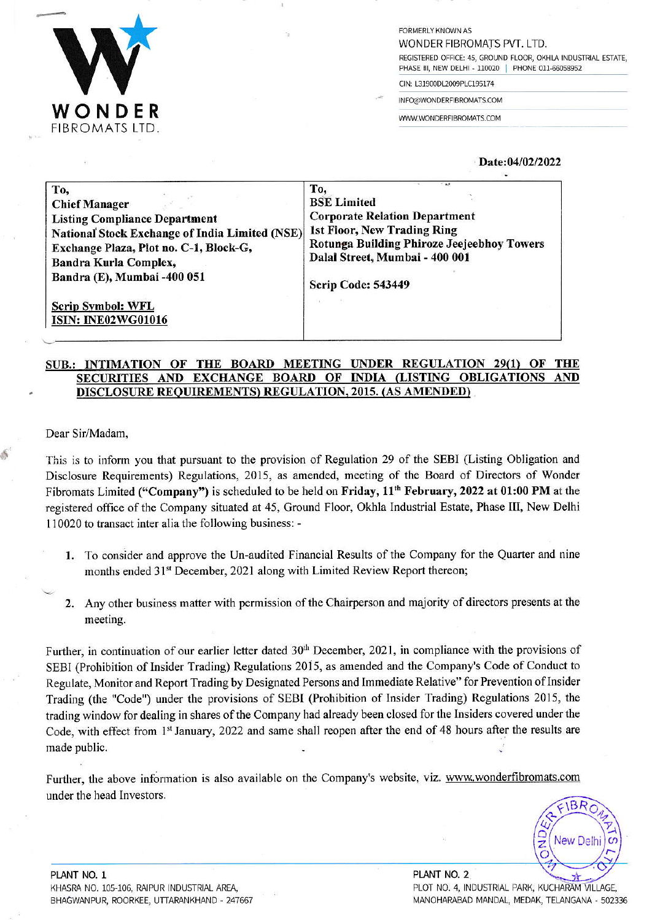**WONDER FIBROMATS LTD.**

FORMERLY KNOWN AS
WONDER FIBROMATS PVT. LTD.
REGISTERED OFFICE: 45, GROUND FLOOR, OKHLA INDUSTRIAL ESTATE, PHASE III, NEW DELHI - 110020 | PHONE 011-66058952
CIN: L31900DL2009PLC195174
INFO@WONDERFIBROMATS.COM
WWW.WONDERFIBROMATS.COM

**Date:04/02/2022**

| To, Chief Manager Listing Compliance Department National Stock Exchange of India Limited (NSE) Exchange Plaza, Plot no. C-1, Block-G, Bandra Kurla Complex, Bandra (E), Mumbai -400 051 Scrip Symbol: WFL ISIN: INE02WG01016 | To, BSE Limited Corporate Relation Department 1st Floor, New Trading Ring Rotunga Building Phiroze Jeejeebhoy Towers Dalal Street, Mumbai - 400 001 Scrip Code: 543449 |
|---|---|

**SUB.: INTIMATION OF THE BOARD MEETING UNDER REGULATION 29(1) OF THE SECURITIES AND EXCHANGE BOARD OF INDIA (LISTING OBLIGATIONS AND DISCLOSURE REQUIREMENTS) REGULATION, 2015. (AS AMENDED)**

Dear Sir/Madam,

This is to inform you that pursuant to the provision of Regulation 29 of the SEBI (Listing Obligation and Disclosure Requirements) Regulations, 2015, as amended, meeting of the Board of Directors of Wonder Fibromats Limited (**"Company"**) is scheduled to be held on **Friday, 11th February, 2022 at 01:00 PM** at the registered office of the Company situated at 45, Ground Floor, Okhla Industrial Estate, Phase III, New Delhi 110020 to transact inter alia the following business: -

1. To consider and approve the Un-audited Financial Results of the Company for the Quarter and nine months ended 31st December, 2021 along with Limited Review Report thereon;

2. Any other business matter with permission of the Chairperson and majority of directors presents at the meeting.

Further, in continuation of our earlier letter dated 30th December, 2021, in compliance with the provisions of SEBI (Prohibition of Insider Trading) Regulations 2015, as amended and the Company's Code of Conduct to Regulate, Monitor and Report Trading by Designated Persons and Immediate Relative" for Prevention of Insider Trading (the "Code") under the provisions of SEBI (Prohibition of Insider Trading) Regulations 2015, the trading window for dealing in shares of the Company had already been closed for the Insiders covered under the Code, with effect from 1st January, 2022 and same shall reopen after the end of 48 hours after the results are made public.

Further, the above information is also available on the Company's website, viz. www.wonderfibromats.com under the head Investors.

PLANT NO. 1
KHASRA NO. 105-106, RAIPUR INDUSTRIAL AREA, BHAGWANPUR, ROORKEE, UTTARAKHAND - 247667

PLANT NO. 2
PLOT NO. 4, INDUSTRIAL PARK, KUCHARAM VILLAGE, MANOHARABAD MANDAL, MEDAK, TELANGANA - 502336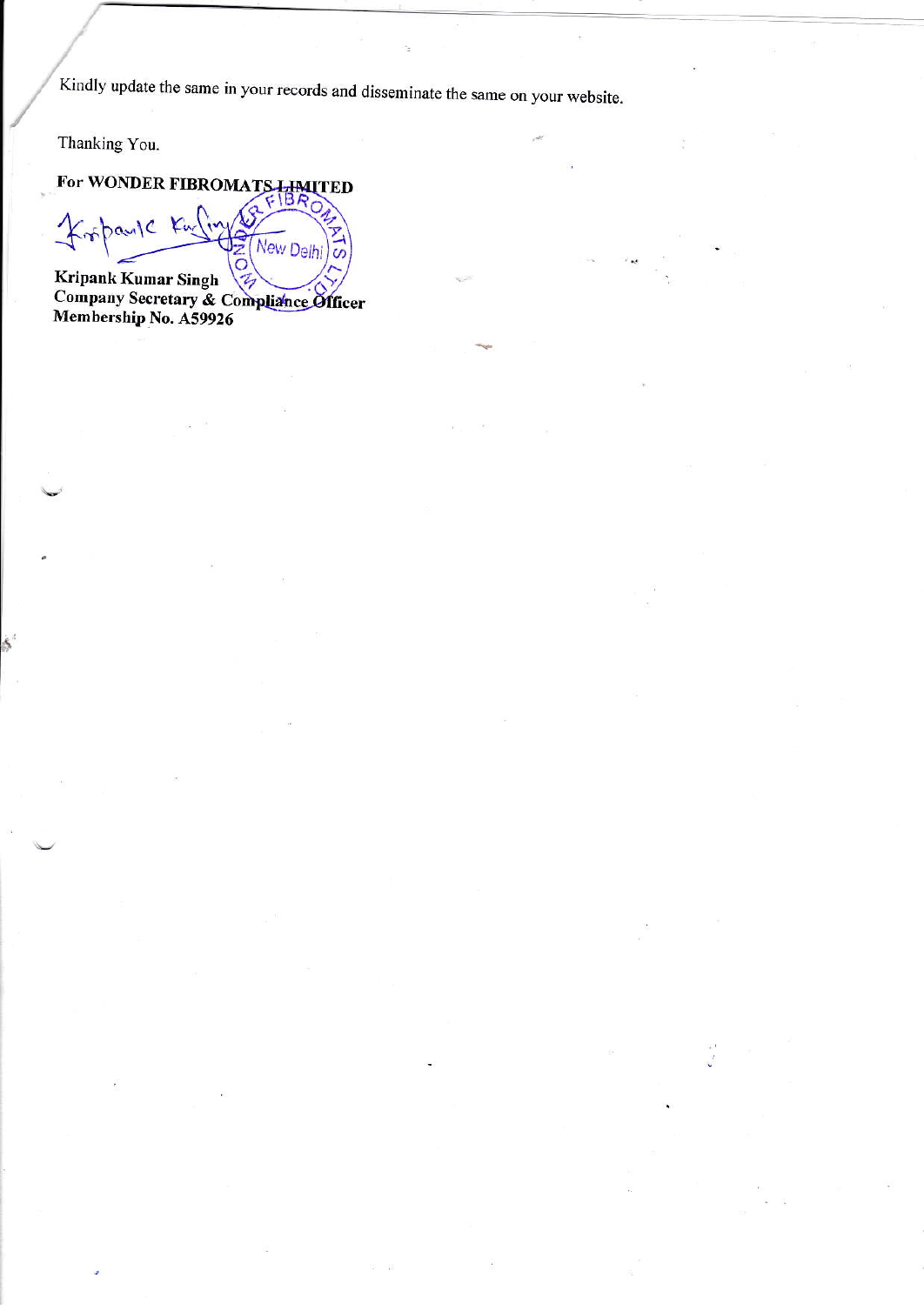Kindly update the same in your records and disseminate the same on your website.

Thanking You.

**For WONDER FIBROMATS LIMITED**

**Kripank Kumar Singh**
**Company Secretary & Compliance Officer**
**Membership No. A59926**